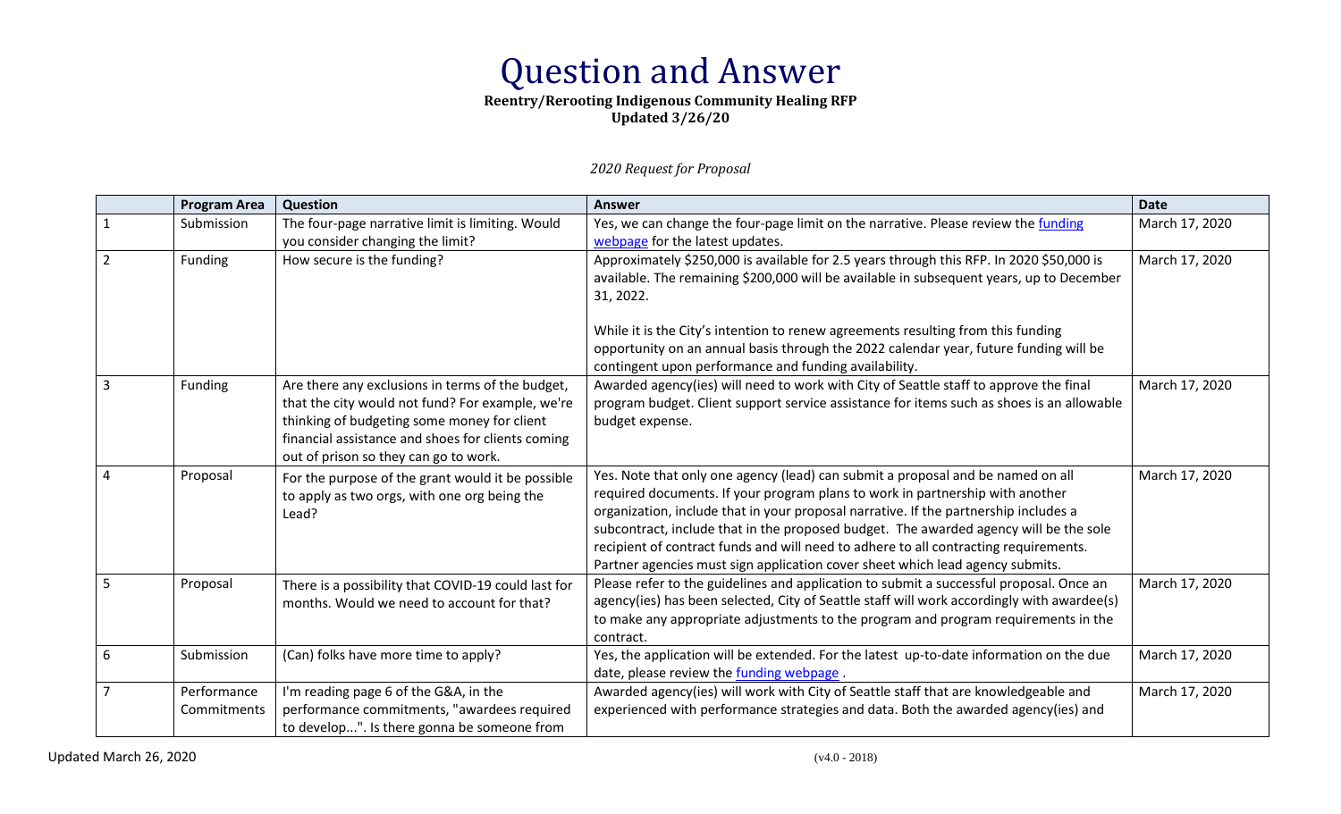# Question and Answer

**Reentry/Rerooting Indigenous Community Healing RFP**
**Updated 3/26/20**

*2020 Request for Proposal*

| | Program Area | Question | Answer | Date |
|---|---|---|---|---|
| 1 | Submission | The four-page narrative limit is limiting. Would you consider changing the limit? | Yes, we can change the four-page limit on the narrative. Please review the funding webpage for the latest updates. | March 17, 2020 |
| 2 | Funding | How secure is the funding? | Approximately $250,000 is available for 2.5 years through this RFP. In 2020 $50,000 is available. The remaining $200,000 will be available in subsequent years, up to December 31, 2022.<br><br>While it is the City's intention to renew agreements resulting from this funding opportunity on an annual basis through the 2022 calendar year, future funding will be contingent upon performance and funding availability. | March 17, 2020 |
| 3 | Funding | Are there any exclusions in terms of the budget, that the city would not fund? For example, we're thinking of budgeting some money for client financial assistance and shoes for clients coming out of prison so they can go to work. | Awarded agency(ies) will need to work with City of Seattle staff to approve the final program budget. Client support service assistance for items such as shoes is an allowable budget expense. | March 17, 2020 |
| 4 | Proposal | For the purpose of the grant would it be possible to apply as two orgs, with one org being the Lead? | Yes. Note that only one agency (lead) can submit a proposal and be named on all required documents. If your program plans to work in partnership with another organization, include that in your proposal narrative. If the partnership includes a subcontract, include that in the proposed budget. The awarded agency will be the sole recipient of contract funds and will need to adhere to all contracting requirements. Partner agencies must sign application cover sheet which lead agency submits. | March 17, 2020 |
| 5 | Proposal | There is a possibility that COVID-19 could last for months. Would we need to account for that? | Please refer to the guidelines and application to submit a successful proposal. Once an agency(ies) has been selected, City of Seattle staff will work accordingly with awardee(s) to make any appropriate adjustments to the program and program requirements in the contract. | March 17, 2020 |
| 6 | Submission | (Can) folks have more time to apply? | Yes, the application will be extended. For the latest up-to-date information on the due date, please review the funding webpage . | March 17, 2020 |
| 7 | Performance Commitments | I'm reading page 6 of the G&A, in the performance commitments, "awardees required to develop...". Is there gonna be someone from | Awarded agency(ies) will work with City of Seattle staff that are knowledgeable and experienced with performance strategies and data. Both the awarded agency(ies) and | March 17, 2020 |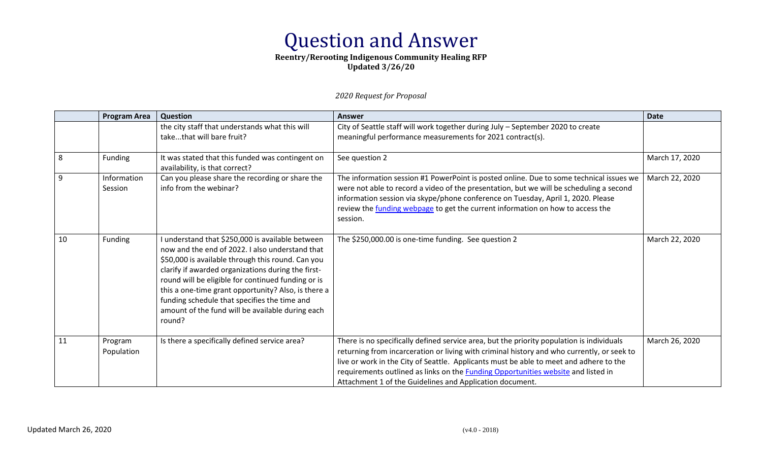# Question and Answer

**Reentry/Rerooting Indigenous Community Healing RFP**
**Updated 3/26/20**

*2020 Request for Proposal*

| | Program Area | Question | Answer | Date |
|---|---|---|---|---|
| | | the city staff that understands what this will take...that will bare fruit? | City of Seattle staff will work together during July – September 2020 to create meaningful performance measurements for 2021 contract(s). | |
| 8 | Funding | It was stated that this funded was contingent on availability, is that correct? | See question 2 | March 17, 2020 |
| 9 | Information Session | Can you please share the recording or share the info from the webinar? | The information session #1 PowerPoint is posted online. Due to some technical issues we were not able to record a video of the presentation, but we will be scheduling a second information session via skype/phone conference on Tuesday, April 1, 2020. Please review the funding webpage to get the current information on how to access the session. | March 22, 2020 |
| 10 | Funding | I understand that $250,000 is available between now and the end of 2022. I also understand that $50,000 is available through this round. Can you clarify if awarded organizations during the first-round will be eligible for continued funding or is this a one-time grant opportunity? Also, is there a funding schedule that specifies the time and amount of the fund will be available during each round? | The $250,000.00 is one-time funding. See question 2 | March 22, 2020 |
| 11 | Program Population | Is there a specifically defined service area? | There is no specifically defined service area, but the priority population is individuals returning from incarceration or living with criminal history and who currently, or seek to live or work in the City of Seattle. Applicants must be able to meet and adhere to the requirements outlined as links on the Funding Opportunities website and listed in Attachment 1 of the Guidelines and Application document. | March 26, 2020 |